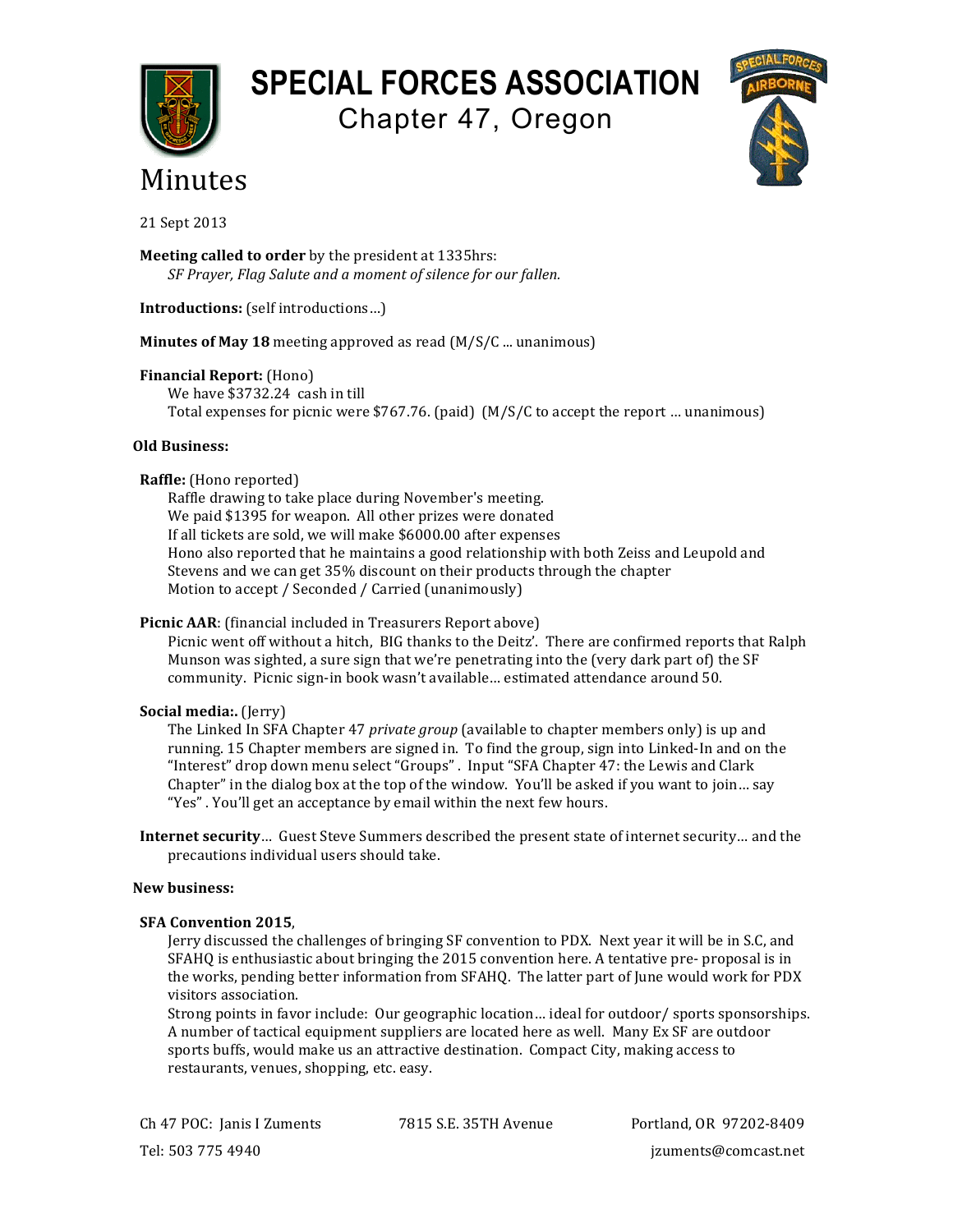# SPECIAL FORCES ASSOCIATION

## Chapter 47, Oregon

# Minutes

21 Sept 2013

**Meeting called to order** by the president at 1335hrs:
*SF Prayer, Flag Salute and a moment of silence for our fallen.*

**Introductions:** (self introductions…)

**Minutes of May 18** meeting approved as read (M/S/C ... unanimous)

**Financial Report:** (Hono)
We have $3732.24 cash in till
Total expenses for picnic were $767.76. (paid) (M/S/C to accept the report … unanimous)

**Old Business:**

**Raffle:** (Hono reported)
Raffle drawing to take place during November's meeting.
We paid $1395 for weapon. All other prizes were donated
If all tickets are sold, we will make $6000.00 after expenses
Hono also reported that he maintains a good relationship with both Zeiss and Leupold and Stevens and we can get 35% discount on their products through the chapter
Motion to accept / Seconded / Carried (unanimously)

**Picnic AAR**: (financial included in Treasurers Report above)
Picnic went off without a hitch, BIG thanks to the Deitz'. There are confirmed reports that Ralph Munson was sighted, a sure sign that we're penetrating into the (very dark part of) the SF community. Picnic sign-in book wasn't available… estimated attendance around 50.

**Social media:.** (Jerry)
The Linked In SFA Chapter 47 *private group* (available to chapter members only) is up and running. 15 Chapter members are signed in. To find the group, sign into Linked-In and on the "Interest" drop down menu select "Groups" . Input "SFA Chapter 47: the Lewis and Clark Chapter" in the dialog box at the top of the window. You'll be asked if you want to join… say "Yes" . You'll get an acceptance by email within the next few hours.

**Internet security**… Guest Steve Summers described the present state of internet security… and the precautions individual users should take.

**New business:**

**SFA Convention 2015**,
Jerry discussed the challenges of bringing SF convention to PDX. Next year it will be in S.C, and SFAHQ is enthusiastic about bringing the 2015 convention here. A tentative pre- proposal is in the works, pending better information from SFAHQ. The latter part of June would work for PDX visitors association.
Strong points in favor include: Our geographic location… ideal for outdoor/ sports sponsorships. A number of tactical equipment suppliers are located here as well. Many Ex SF are outdoor sports buffs, would make us an attractive destination. Compact City, making access to restaurants, venues, shopping, etc. easy.

Ch 47 POC: Janis I Zuments 7815 S.E. 35TH Avenue Portland, OR 97202-8409
Tel: 503 775 4940 jzuments@comcast.net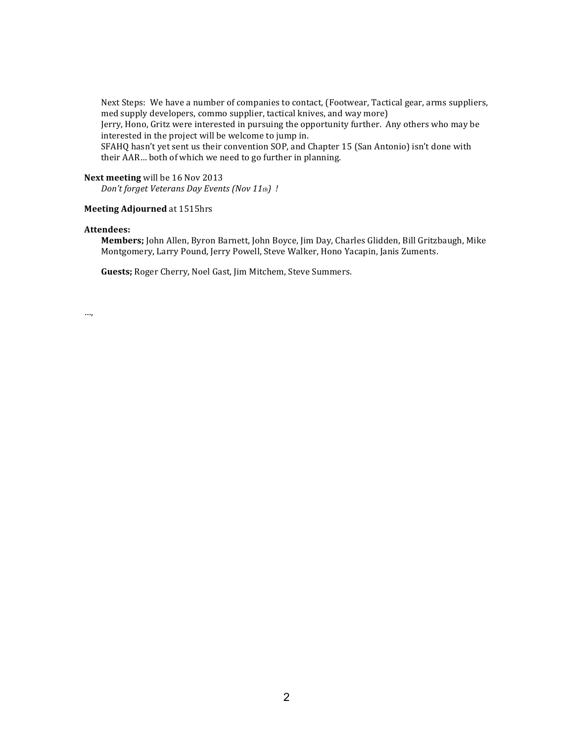Next Steps: We have a number of companies to contact, (Footwear, Tactical gear, arms suppliers, med supply developers, commo supplier, tactical knives, and way more)

Jerry, Hono, Gritz were interested in pursuing the opportunity further. Any others who may be interested in the project will be welcome to jump in.

SFAHQ hasn't yet sent us their convention SOP, and Chapter 15 (San Antonio) isn't done with their AAR… both of which we need to go further in planning.

**Next meeting** will be 16 Nov 2013

*Don't forget Veterans Day Events (Nov 11th) !*

**Meeting Adjourned** at 1515hrs

**Attendees:**

**Members;** John Allen, Byron Barnett, John Boyce, Jim Day, Charles Glidden, Bill Gritzbaugh, Mike Montgomery, Larry Pound, Jerry Powell, Steve Walker, Hono Yacapin, Janis Zuments.

**Guests;** Roger Cherry, Noel Gast, Jim Mitchem, Steve Summers.

…,